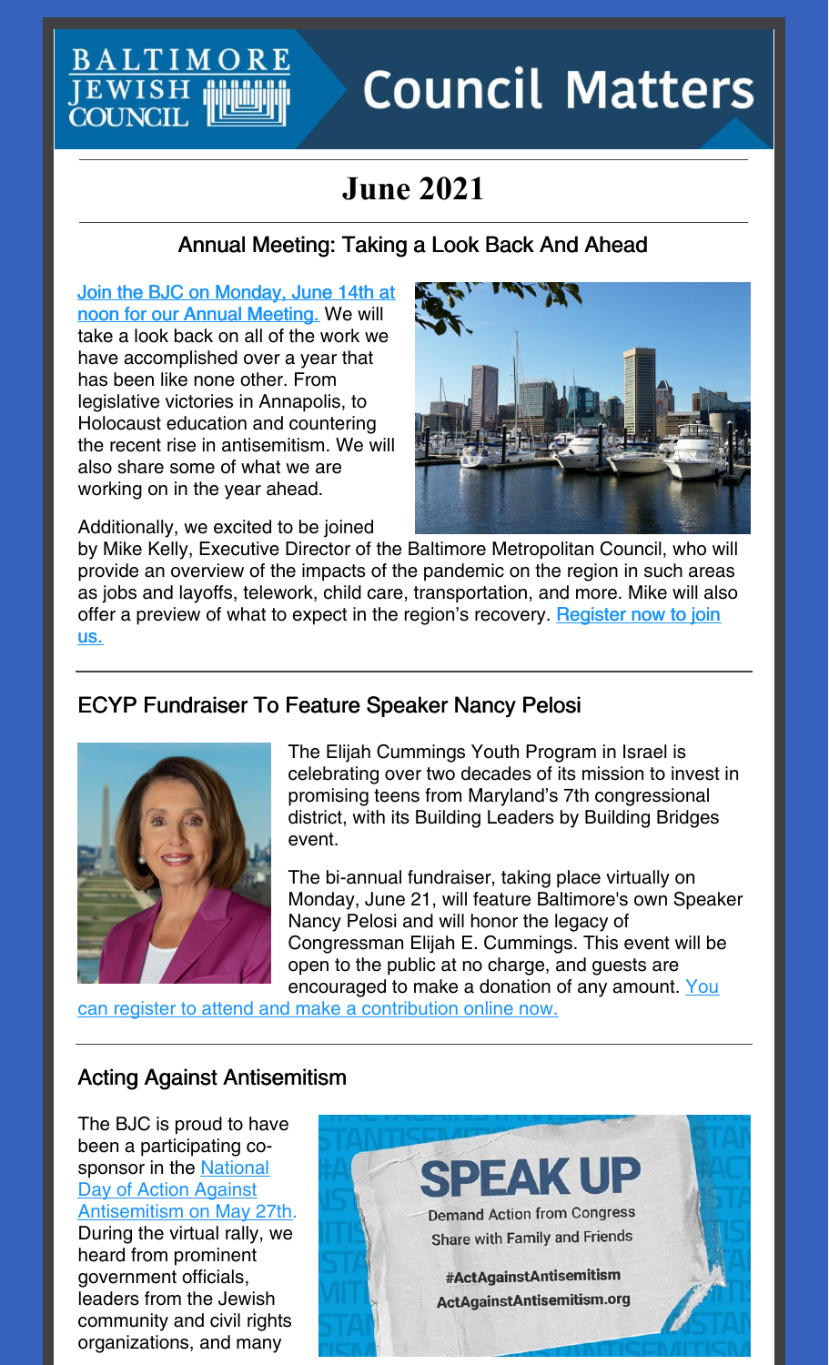Baltimore Jewish Council

# Council Matters

## June 2021

### Annual Meeting: Taking a Look Back And Ahead

Join the BJC on Monday, June 14th at noon for our Annual Meeting. We will take a look back on all of the work we have accomplished over a year that has been like none other. From legislative victories in Annapolis, to Holocaust education and countering the recent rise in antisemitism. We will also share some of what we are working on in the year ahead.

Additionally, we excited to be joined by Mike Kelly, Executive Director of the Baltimore Metropolitan Council, who will provide an overview of the impacts of the pandemic on the region in such areas as jobs and layoffs, telework, child care, transportation, and more. Mike will also offer a preview of what to expect in the region's recovery. Register now to join us.

### ECYP Fundraiser To Feature Speaker Nancy Pelosi

The Elijah Cummings Youth Program in Israel is celebrating over two decades of its mission to invest in promising teens from Maryland's 7th congressional district, with its Building Leaders by Building Bridges event.

The bi-annual fundraiser, taking place virtually on Monday, June 21, will feature Baltimore's own Speaker Nancy Pelosi and will honor the legacy of Congressman Elijah E. Cummings. This event will be open to the public at no charge, and guests are encouraged to make a donation of any amount. You can register to attend and make a contribution online now.

### Acting Against Antisemitism

The BJC is proud to have been a participating co-sponsor in the National Day of Action Against Antisemitism on May 27th. During the virtual rally, we heard from prominent government officials, leaders from the Jewish community and civil rights organizations, and many

SPEAK UP
Demand Action from Congress
Share with Family and Friends
#ActAgainstAntisemitism
ActAgainstAntisemitism.org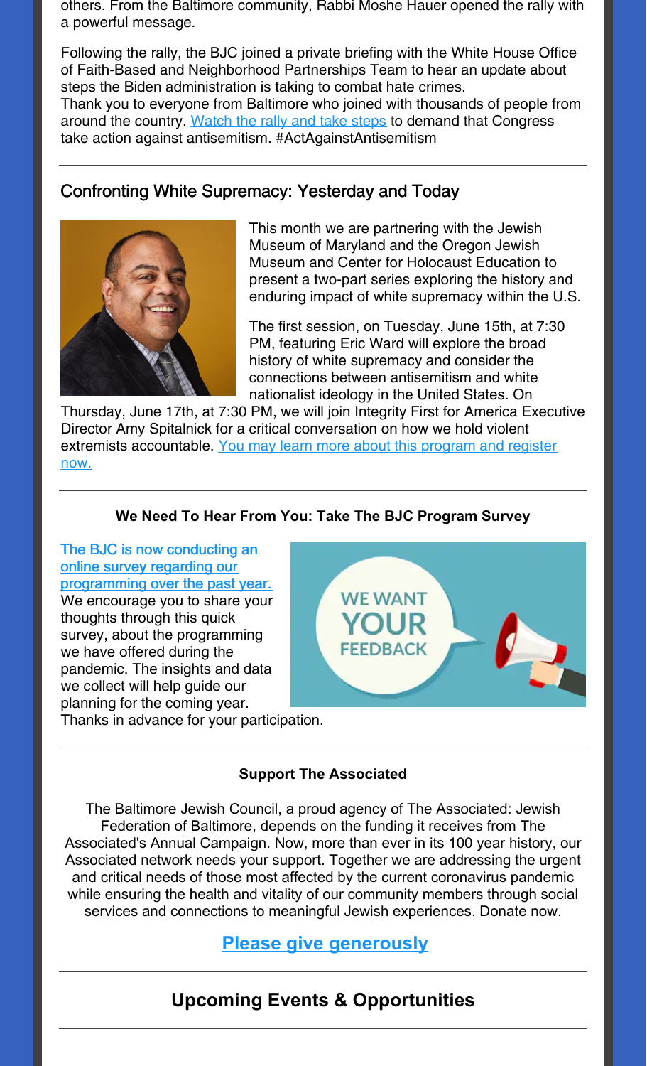others. From the Baltimore community, Rabbi Moshe Hauer opened the rally with a powerful message.

Following the rally, the BJC joined a private briefing with the White House Office of Faith-Based and Neighborhood Partnerships Team to hear an update about steps the Biden administration is taking to combat hate crimes.
Thank you to everyone from Baltimore who joined with thousands of people from around the country. Watch the rally and take steps to demand that Congress take action against antisemitism. #ActAgainstAntisemitism

---

## Confronting White Supremacy: Yesterday and Today

This month we are partnering with the Jewish Museum of Maryland and the Oregon Jewish Museum and Center for Holocaust Education to present a two-part series exploring the history and enduring impact of white supremacy within the U.S.

The first session, on Tuesday, June 15th, at 7:30 PM, featuring Eric Ward will explore the broad history of white supremacy and consider the connections between antisemitism and white nationalist ideology in the United States. On Thursday, June 17th, at 7:30 PM, we will join Integrity First for America Executive Director Amy Spitalnick for a critical conversation on how we hold violent extremists accountable. You may learn more about this program and register now.

---

### We Need To Hear From You: Take The BJC Program Survey

The BJC is now conducting an online survey regarding our programming over the past year. We encourage you to share your thoughts through this quick survey, about the programming we have offered during the pandemic. The insights and data we collect will help guide our planning for the coming year. Thanks in advance for your participation.

---

### Support The Associated

The Baltimore Jewish Council, a proud agency of The Associated: Jewish Federation of Baltimore, depends on the funding it receives from The Associated's Annual Campaign. Now, more than ever in its 100 year history, our Associated network needs your support. Together we are addressing the urgent and critical needs of those most affected by the current coronavirus pandemic while ensuring the health and vitality of our community members through social services and connections to meaningful Jewish experiences. Donate now.

**Please give generously**

---

## Upcoming Events & Opportunities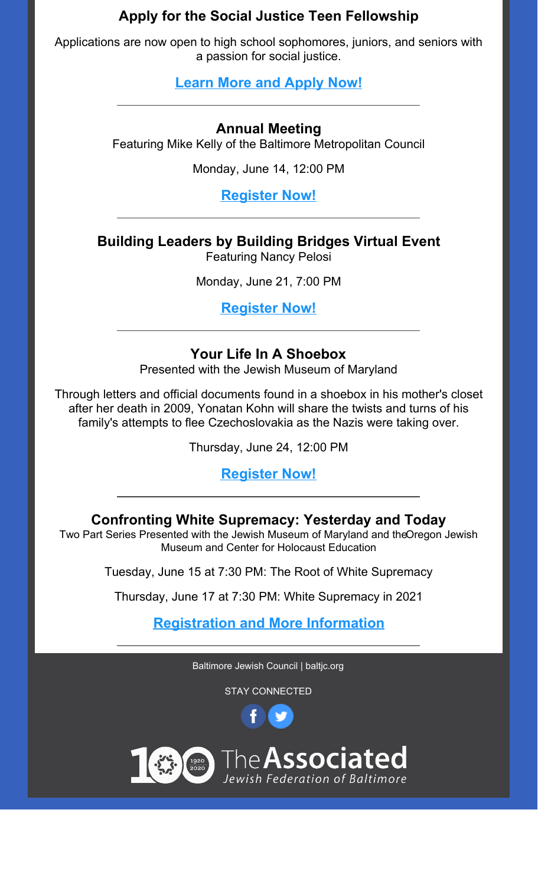### Apply for the Social Justice Teen Fellowship

Applications are now open to high school sophomores, juniors, and seniors with a passion for social justice.

**Learn More and Apply Now!**

---

### Annual Meeting

Featuring Mike Kelly of the Baltimore Metropolitan Council

Monday, June 14, 12:00 PM

**Register Now!**

---

### Building Leaders by Building Bridges Virtual Event

Featuring Nancy Pelosi

Monday, June 21, 7:00 PM

**Register Now!**

---

### Your Life In A Shoebox

Presented with the Jewish Museum of Maryland

Through letters and official documents found in a shoebox in his mother's closet after her death in 2009, Yonatan Kohn will share the twists and turns of his family's attempts to flee Czechoslovakia as the Nazis were taking over.

Thursday, June 24, 12:00 PM

**Register Now!**

---

### Confronting White Supremacy: Yesterday and Today

Two Part Series Presented with the Jewish Museum of Maryland and theOregon Jewish Museum and Center for Holocaust Education

Tuesday, June 15 at 7:30 PM: The Root of White Supremacy

Thursday, June 17 at 7:30 PM: White Supremacy in 2021

**Registration and More Information**

---

Baltimore Jewish Council | baltjc.org

STAY CONNECTED

100 1920 2020 The Associated Jewish Federation of Baltimore